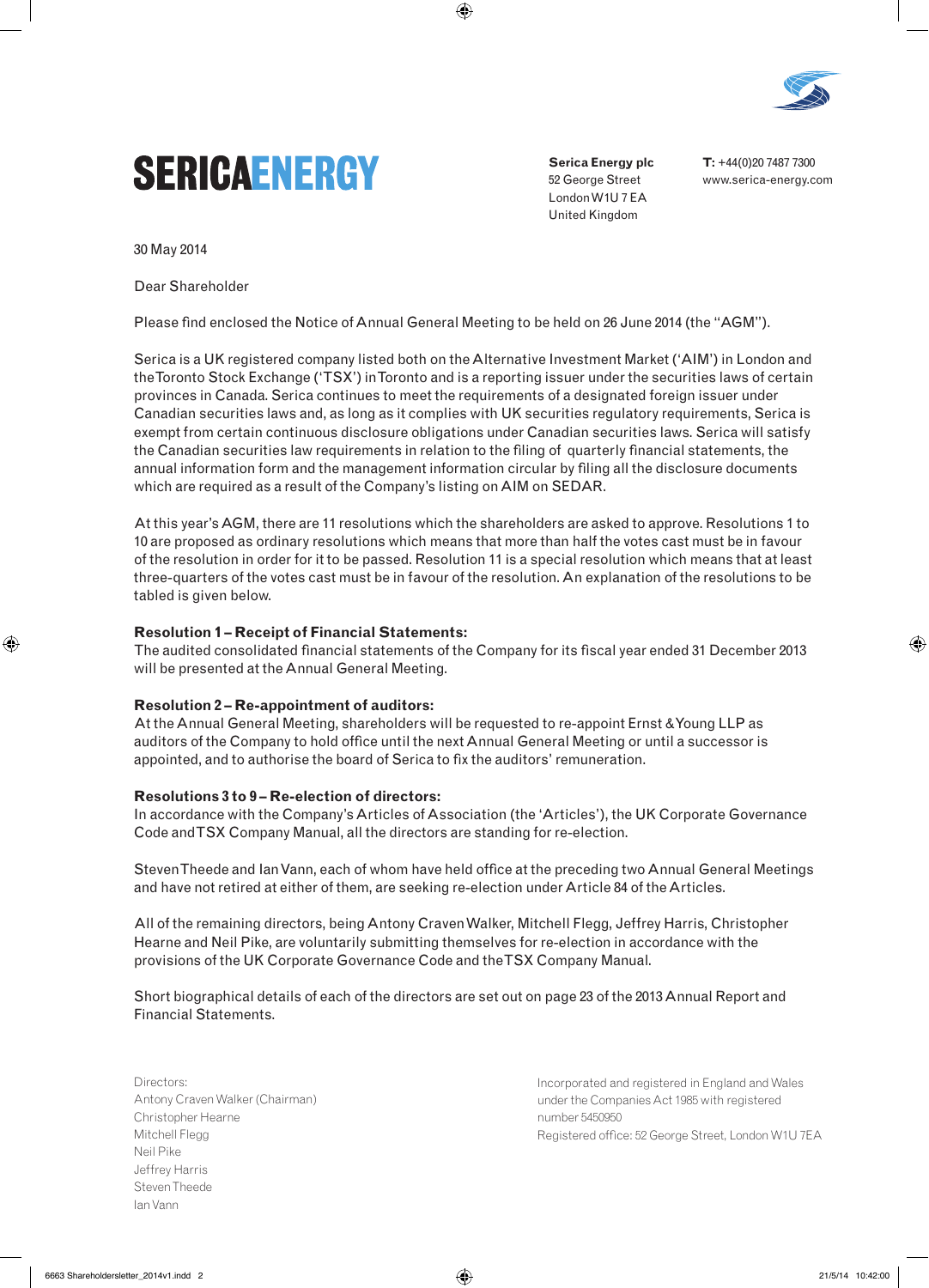# SERICAENERGY

**Serica Energy plc**
52 George Street
London W1U 7EA
United Kingdom

**T:** +44(0)20 7487 7300
www.serica-energy.com

30 May 2014

Dear Shareholder

Please find enclosed the Notice of Annual General Meeting to be held on 26 June 2014 (the "AGM").

Serica is a UK registered company listed both on the Alternative Investment Market ('AIM') in London and the Toronto Stock Exchange ('TSX') in Toronto and is a reporting issuer under the securities laws of certain provinces in Canada. Serica continues to meet the requirements of a designated foreign issuer under Canadian securities laws and, as long as it complies with UK securities regulatory requirements, Serica is exempt from certain continuous disclosure obligations under Canadian securities laws. Serica will satisfy the Canadian securities law requirements in relation to the filing of quarterly financial statements, the annual information form and the management information circular by filing all the disclosure documents which are required as a result of the Company's listing on AIM on SEDAR.

At this year's AGM, there are 11 resolutions which the shareholders are asked to approve. Resolutions 1 to 10 are proposed as ordinary resolutions which means that more than half the votes cast must be in favour of the resolution in order for it to be passed. Resolution 11 is a special resolution which means that at least three-quarters of the votes cast must be in favour of the resolution. An explanation of the resolutions to be tabled is given below.

**Resolution 1 – Receipt of Financial Statements:**
The audited consolidated financial statements of the Company for its fiscal year ended 31 December 2013 will be presented at the Annual General Meeting.

**Resolution 2 – Re-appointment of auditors:**
At the Annual General Meeting, shareholders will be requested to re-appoint Ernst & Young LLP as auditors of the Company to hold office until the next Annual General Meeting or until a successor is appointed, and to authorise the board of Serica to fix the auditors' remuneration.

**Resolutions 3 to 9 – Re-election of directors:**
In accordance with the Company's Articles of Association (the 'Articles'), the UK Corporate Governance Code and TSX Company Manual, all the directors are standing for re-election.

Steven Theede and Ian Vann, each of whom have held office at the preceding two Annual General Meetings and have not retired at either of them, are seeking re-election under Article 84 of the Articles.

All of the remaining directors, being Antony Craven Walker, Mitchell Flegg, Jeffrey Harris, Christopher Hearne and Neil Pike, are voluntarily submitting themselves for re-election in accordance with the provisions of the UK Corporate Governance Code and the TSX Company Manual.

Short biographical details of each of the directors are set out on page 23 of the 2013 Annual Report and Financial Statements.

Directors:
Antony Craven Walker (Chairman)
Christopher Hearne
Mitchell Flegg
Neil Pike
Jeffrey Harris
Steven Theede
Ian Vann

Incorporated and registered in England and Wales under the Companies Act 1985 with registered number 5450950
Registered office: 52 George Street, London W1U 7EA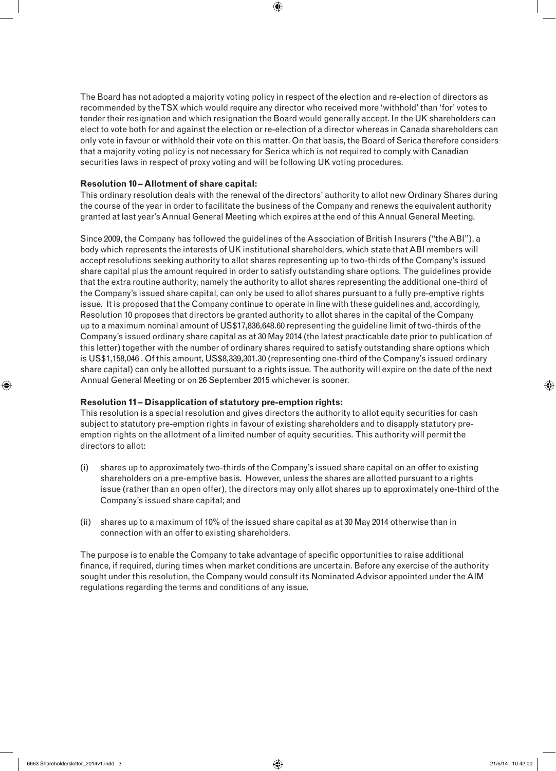The Board has not adopted a majority voting policy in respect of the election and re-election of directors as recommended by the TSX which would require any director who received more 'withhold' than 'for' votes to tender their resignation and which resignation the Board would generally accept. In the UK shareholders can elect to vote both for and against the election or re-election of a director whereas in Canada shareholders can only vote in favour or withhold their vote on this matter. On that basis, the Board of Serica therefore considers that a majority voting policy is not necessary for Serica which is not required to comply with Canadian securities laws in respect of proxy voting and will be following UK voting procedures.

**Resolution 10 – Allotment of share capital:**
This ordinary resolution deals with the renewal of the directors' authority to allot new Ordinary Shares during the course of the year in order to facilitate the business of the Company and renews the equivalent authority granted at last year's Annual General Meeting which expires at the end of this Annual General Meeting.

Since 2009, the Company has followed the guidelines of the Association of British Insurers ("the ABI"), a body which represents the interests of UK institutional shareholders, which state that ABI members will accept resolutions seeking authority to allot shares representing up to two-thirds of the Company's issued share capital plus the amount required in order to satisfy outstanding share options. The guidelines provide that the extra routine authority, namely the authority to allot shares representing the additional one-third of the Company's issued share capital, can only be used to allot shares pursuant to a fully pre-emptive rights issue. It is proposed that the Company continue to operate in line with these guidelines and, accordingly, Resolution 10 proposes that directors be granted authority to allot shares in the capital of the Company up to a maximum nominal amount of US$17,836,648.60 representing the guideline limit of two-thirds of the Company's issued ordinary share capital as at 30 May 2014 (the latest practicable date prior to publication of this letter) together with the number of ordinary shares required to satisfy outstanding share options which is US$1,158,046 . Of this amount, US$8,339,301.30 (representing one-third of the Company's issued ordinary share capital) can only be allotted pursuant to a rights issue. The authority will expire on the date of the next Annual General Meeting or on 26 September 2015 whichever is sooner.

**Resolution 11 – Disapplication of statutory pre-emption rights:**
This resolution is a special resolution and gives directors the authority to allot equity securities for cash subject to statutory pre-emption rights in favour of existing shareholders and to disapply statutory pre-emption rights on the allotment of a limited number of equity securities. This authority will permit the directors to allot:

(i) shares up to approximately two-thirds of the Company's issued share capital on an offer to existing shareholders on a pre-emptive basis. However, unless the shares are allotted pursuant to a rights issue (rather than an open offer), the directors may only allot shares up to approximately one-third of the Company's issued share capital; and

(ii) shares up to a maximum of 10% of the issued share capital as at 30 May 2014 otherwise than in connection with an offer to existing shareholders.

The purpose is to enable the Company to take advantage of specific opportunities to raise additional finance, if required, during times when market conditions are uncertain. Before any exercise of the authority sought under this resolution, the Company would consult its Nominated Advisor appointed under the AIM regulations regarding the terms and conditions of any issue.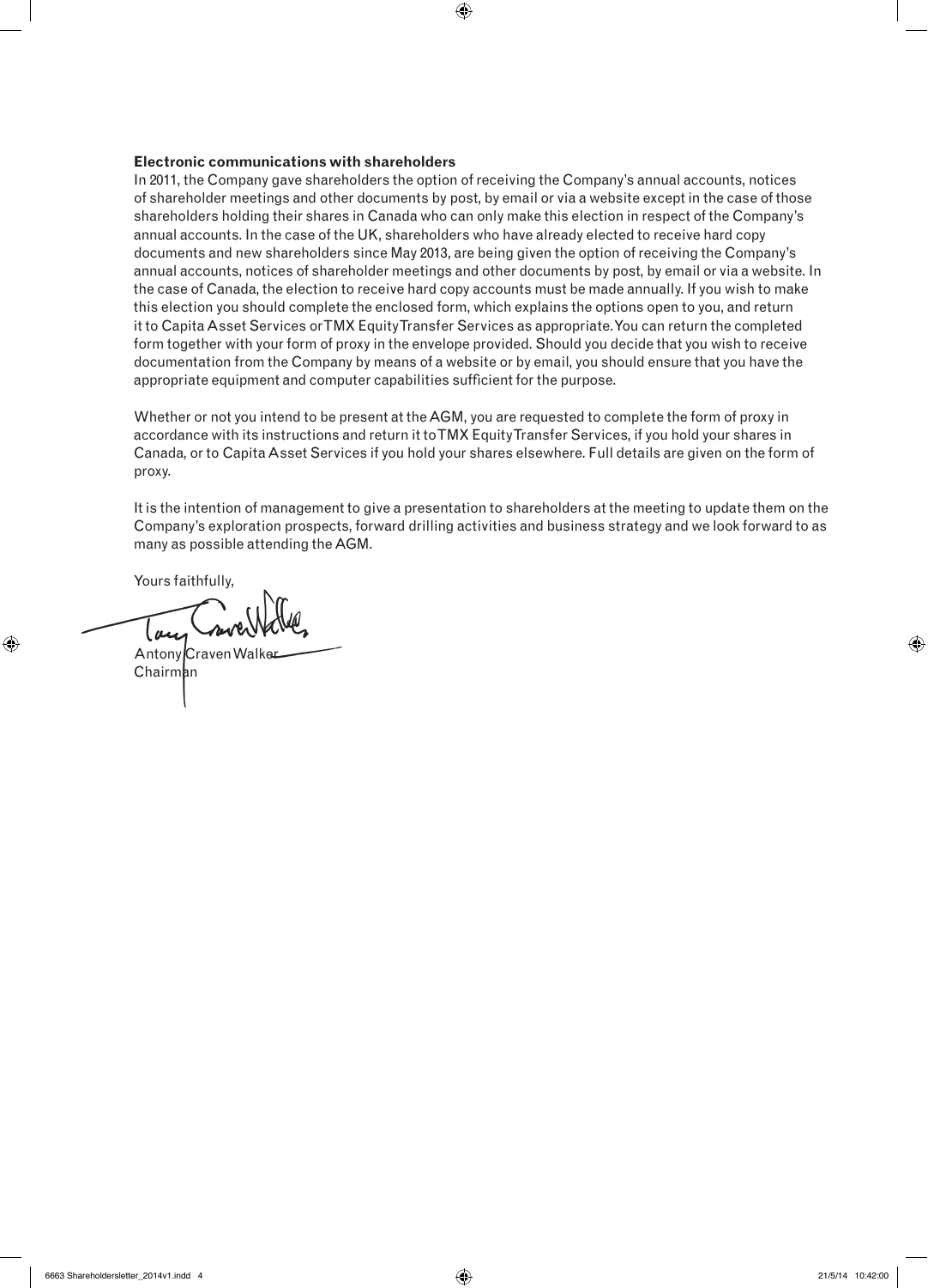**Electronic communications with shareholders**

In 2011, the Company gave shareholders the option of receiving the Company's annual accounts, notices of shareholder meetings and other documents by post, by email or via a website except in the case of those shareholders holding their shares in Canada who can only make this election in respect of the Company's annual accounts. In the case of the UK, shareholders who have already elected to receive hard copy documents and new shareholders since May 2013, are being given the option of receiving the Company's annual accounts, notices of shareholder meetings and other documents by post, by email or via a website. In the case of Canada, the election to receive hard copy accounts must be made annually. If you wish to make this election you should complete the enclosed form, which explains the options open to you, and return it to Capita Asset Services or TMX Equity Transfer Services as appropriate. You can return the completed form together with your form of proxy in the envelope provided. Should you decide that you wish to receive documentation from the Company by means of a website or by email, you should ensure that you have the appropriate equipment and computer capabilities sufficient for the purpose.

Whether or not you intend to be present at the AGM, you are requested to complete the form of proxy in accordance with its instructions and return it to TMX Equity Transfer Services, if you hold your shares in Canada, or to Capita Asset Services if you hold your shares elsewhere. Full details are given on the form of proxy.

It is the intention of management to give a presentation to shareholders at the meeting to update them on the Company's exploration prospects, forward drilling activities and business strategy and we look forward to as many as possible attending the AGM.

Yours faithfully,

Antony Craven Walker
Chairman